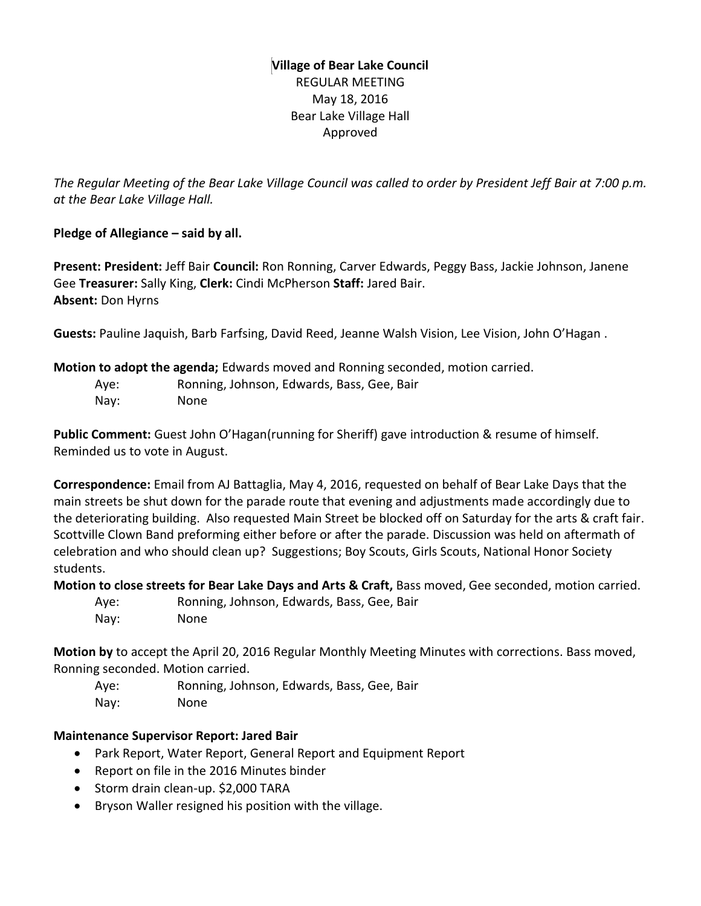**Village of Bear Lake Council**
REGULAR MEETING
May 18, 2016
Bear Lake Village Hall
Approved

*The Regular Meeting of the Bear Lake Village Council was called to order by President Jeff Bair at 7:00 p.m. at the Bear Lake Village Hall.*

**Pledge of Allegiance – said by all.**

**Present: President:** Jeff Bair **Council:** Ron Ronning, Carver Edwards, Peggy Bass, Jackie Johnson, Janene Gee **Treasurer:** Sally King, **Clerk:** Cindi McPherson **Staff:** Jared Bair.
**Absent:** Don Hyrns

**Guests:** Pauline Jaquish, Barb Farfsing, David Reed, Jeanne Walsh Vision, Lee Vision, John O'Hagan .

**Motion to adopt the agenda;** Edwards moved and Ronning seconded, motion carried.

Aye: Ronning, Johnson, Edwards, Bass, Gee, Bair
Nay: None

**Public Comment:** Guest John O'Hagan(running for Sheriff) gave introduction & resume of himself. Reminded us to vote in August.

**Correspondence:** Email from AJ Battaglia, May 4, 2016, requested on behalf of Bear Lake Days that the main streets be shut down for the parade route that evening and adjustments made accordingly due to the deteriorating building. Also requested Main Street be blocked off on Saturday for the arts & craft fair. Scottville Clown Band preforming either before or after the parade. Discussion was held on aftermath of celebration and who should clean up? Suggestions; Boy Scouts, Girls Scouts, National Honor Society students.

**Motion to close streets for Bear Lake Days and Arts & Craft,** Bass moved, Gee seconded, motion carried.

Aye: Ronning, Johnson, Edwards, Bass, Gee, Bair
Nay: None

**Motion by** to accept the April 20, 2016 Regular Monthly Meeting Minutes with corrections. Bass moved, Ronning seconded. Motion carried.

Aye: Ronning, Johnson, Edwards, Bass, Gee, Bair
Nay: None

**Maintenance Supervisor Report: Jared Bair**

- Park Report, Water Report, General Report and Equipment Report
- Report on file in the 2016 Minutes binder
- Storm drain clean-up. $2,000 TARA
- Bryson Waller resigned his position with the village.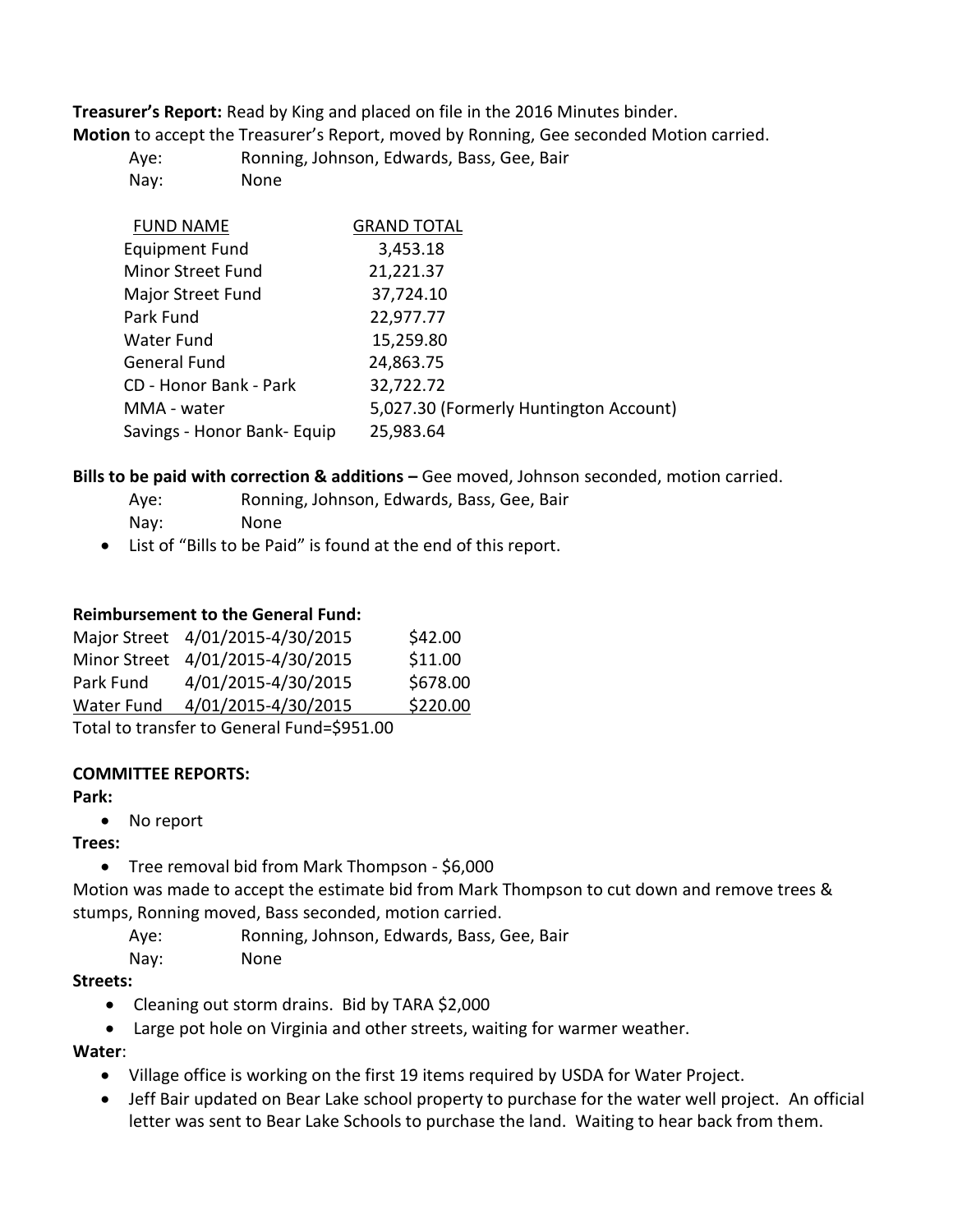**Treasurer's Report:** Read by King and placed on file in the 2016 Minutes binder.

**Motion** to accept the Treasurer's Report, moved by Ronning, Gee seconded Motion carried.

Aye: Ronning, Johnson, Edwards, Bass, Gee, Bair

Nay: None

| FUND NAME | GRAND TOTAL |
|---|---|
| Equipment Fund | 3,453.18 |
| Minor Street Fund | 21,221.37 |
| Major Street Fund | 37,724.10 |
| Park Fund | 22,977.77 |
| Water Fund | 15,259.80 |
| General Fund | 24,863.75 |
| CD - Honor Bank - Park | 32,722.72 |
| MMA - water | 5,027.30 (Formerly Huntington Account) |
| Savings - Honor Bank- Equip | 25,983.64 |

**Bills to be paid with correction & additions –** Gee moved, Johnson seconded, motion carried.

Aye: Ronning, Johnson, Edwards, Bass, Gee, Bair

Nay: None

- List of "Bills to be Paid" is found at the end of this report.

**Reimbursement to the General Fund:**

| | | |
|---|---|---|
| Major Street | 4/01/2015-4/30/2015 | $42.00 |
| Minor Street | 4/01/2015-4/30/2015 | $11.00 |
| Park Fund | 4/01/2015-4/30/2015 | $678.00 |
| Water Fund | 4/01/2015-4/30/2015 | $220.00 |

Total to transfer to General Fund=$951.00

**COMMITTEE REPORTS:**

**Park:**

- No report

**Trees:**

- Tree removal bid from Mark Thompson - $6,000

Motion was made to accept the estimate bid from Mark Thompson to cut down and remove trees & stumps, Ronning moved, Bass seconded, motion carried.

Aye: Ronning, Johnson, Edwards, Bass, Gee, Bair

Nay: None

**Streets:**

- Cleaning out storm drains. Bid by TARA $2,000
- Large pot hole on Virginia and other streets, waiting for warmer weather.

**Water**:

- Village office is working on the first 19 items required by USDA for Water Project.
- Jeff Bair updated on Bear Lake school property to purchase for the water well project. An official letter was sent to Bear Lake Schools to purchase the land. Waiting to hear back from them.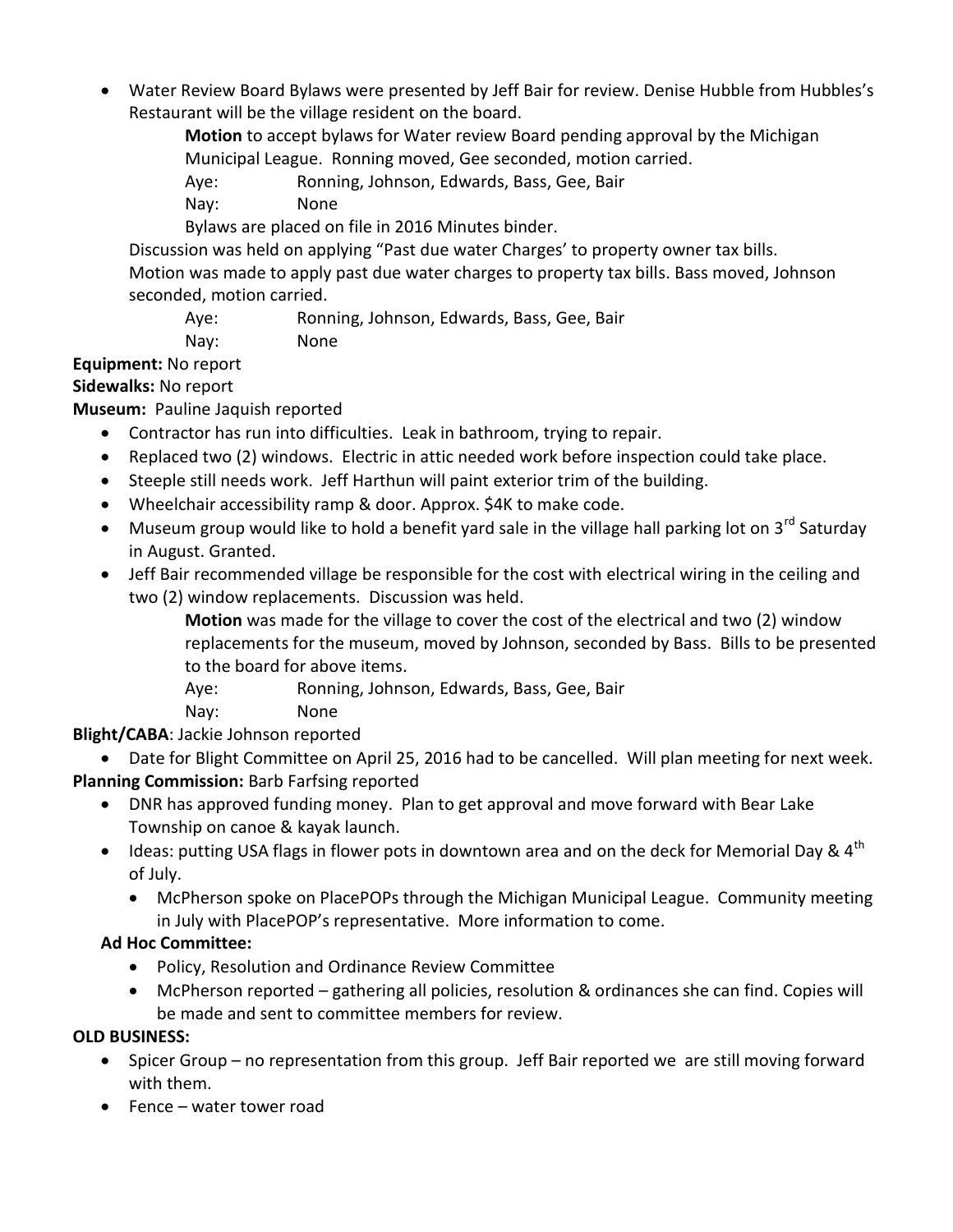- Water Review Board Bylaws were presented by Jeff Bair for review. Denise Hubble from Hubbles's Restaurant will be the village resident on the board.

  **Motion** to accept bylaws for Water review Board pending approval by the Michigan Municipal League. Ronning moved, Gee seconded, motion carried.

  Aye: Ronning, Johnson, Edwards, Bass, Gee, Bair

  Nay: None

  Bylaws are placed on file in 2016 Minutes binder.

  Discussion was held on applying "Past due water Charges' to property owner tax bills.

  Motion was made to apply past due water charges to property tax bills. Bass moved, Johnson seconded, motion carried.

  Aye: Ronning, Johnson, Edwards, Bass, Gee, Bair

  Nay: None

**Equipment:** No report

**Sidewalks:** No report

**Museum:** Pauline Jaquish reported

- Contractor has run into difficulties. Leak in bathroom, trying to repair.
- Replaced two (2) windows. Electric in attic needed work before inspection could take place.
- Steeple still needs work. Jeff Harthun will paint exterior trim of the building.
- Wheelchair accessibility ramp & door. Approx. $4K to make code.
- Museum group would like to hold a benefit yard sale in the village hall parking lot on 3rd Saturday in August. Granted.
- Jeff Bair recommended village be responsible for the cost with electrical wiring in the ceiling and two (2) window replacements. Discussion was held.

  **Motion** was made for the village to cover the cost of the electrical and two (2) window replacements for the museum, moved by Johnson, seconded by Bass. Bills to be presented to the board for above items.

  Aye: Ronning, Johnson, Edwards, Bass, Gee, Bair

  Nay: None

**Blight/CABA**: Jackie Johnson reported

- Date for Blight Committee on April 25, 2016 had to be cancelled. Will plan meeting for next week.

**Planning Commission:** Barb Farfsing reported

- DNR has approved funding money. Plan to get approval and move forward with Bear Lake Township on canoe & kayak launch.
- Ideas: putting USA flags in flower pots in downtown area and on the deck for Memorial Day & 4th of July.
  - McPherson spoke on PlacePOPs through the Michigan Municipal League. Community meeting in July with PlacePOP's representative. More information to come.

**Ad Hoc Committee:**

- Policy, Resolution and Ordinance Review Committee
- McPherson reported – gathering all policies, resolution & ordinances she can find. Copies will be made and sent to committee members for review.

**OLD BUSINESS:**

- Spicer Group – no representation from this group. Jeff Bair reported we are still moving forward with them.
- Fence – water tower road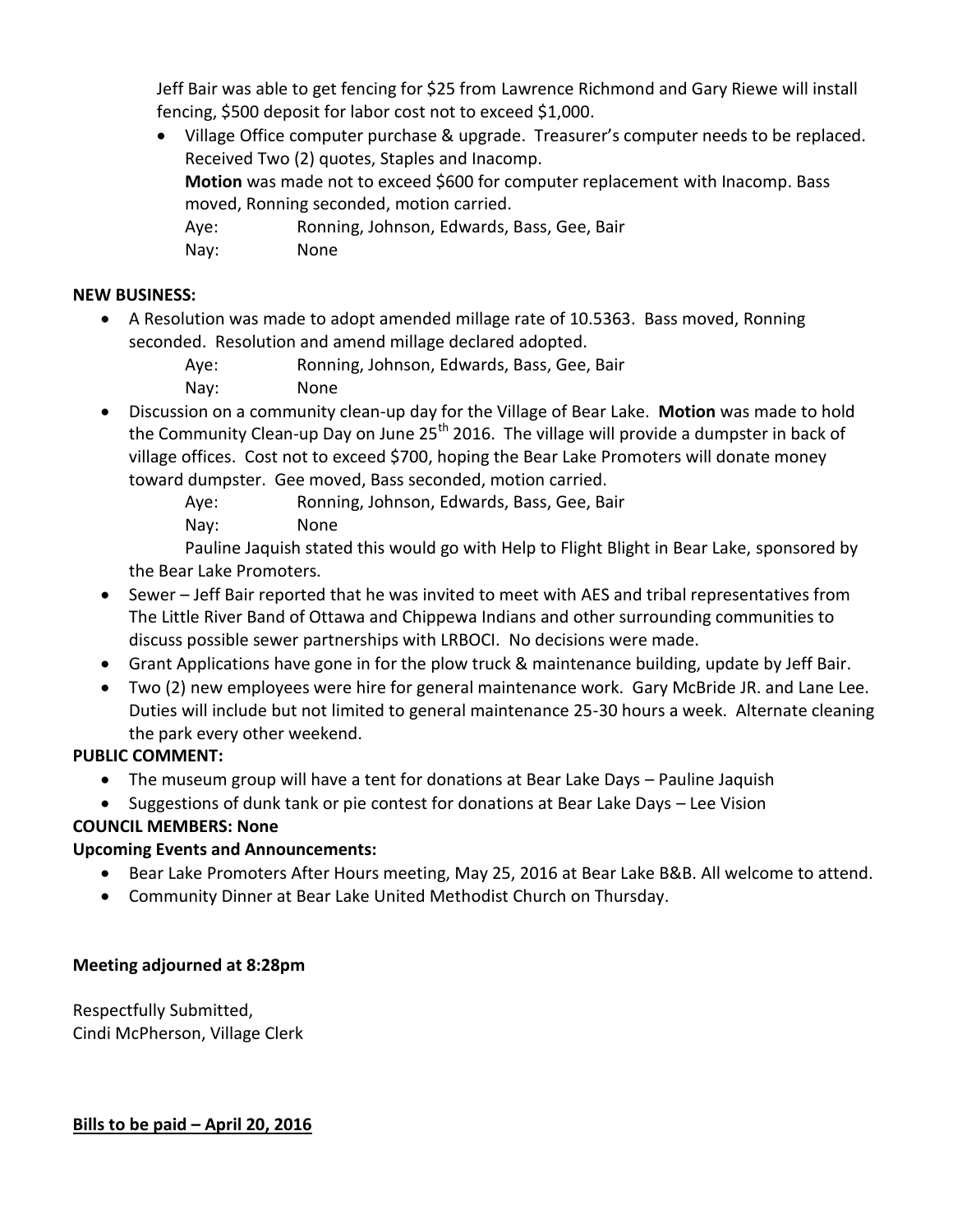Jeff Bair was able to get fencing for $25 from Lawrence Richmond and Gary Riewe will install fencing, $500 deposit for labor cost not to exceed $1,000.

- Village Office computer purchase & upgrade. Treasurer's computer needs to be replaced. Received Two (2) quotes, Staples and Inacomp.
  **Motion** was made not to exceed $600 for computer replacement with Inacomp. Bass moved, Ronning seconded, motion carried.
  Aye: Ronning, Johnson, Edwards, Bass, Gee, Bair
  Nay: None

**NEW BUSINESS:**

- A Resolution was made to adopt amended millage rate of 10.5363. Bass moved, Ronning seconded. Resolution and amend millage declared adopted.
  Aye: Ronning, Johnson, Edwards, Bass, Gee, Bair
  Nay: None
- Discussion on a community clean-up day for the Village of Bear Lake. **Motion** was made to hold the Community Clean-up Day on June 25th 2016. The village will provide a dumpster in back of village offices. Cost not to exceed $700, hoping the Bear Lake Promoters will donate money toward dumpster. Gee moved, Bass seconded, motion carried.
  Aye: Ronning, Johnson, Edwards, Bass, Gee, Bair
  Nay: None
  Pauline Jaquish stated this would go with Help to Flight Blight in Bear Lake, sponsored by the Bear Lake Promoters.
- Sewer – Jeff Bair reported that he was invited to meet with AES and tribal representatives from The Little River Band of Ottawa and Chippewa Indians and other surrounding communities to discuss possible sewer partnerships with LRBOCI. No decisions were made.
- Grant Applications have gone in for the plow truck & maintenance building, update by Jeff Bair.
- Two (2) new employees were hire for general maintenance work. Gary McBride JR. and Lane Lee. Duties will include but not limited to general maintenance 25-30 hours a week. Alternate cleaning the park every other weekend.

**PUBLIC COMMENT:**

- The museum group will have a tent for donations at Bear Lake Days – Pauline Jaquish
- Suggestions of dunk tank or pie contest for donations at Bear Lake Days – Lee Vision

**COUNCIL MEMBERS: None**

**Upcoming Events and Announcements:**

- Bear Lake Promoters After Hours meeting, May 25, 2016 at Bear Lake B&B. All welcome to attend.
- Community Dinner at Bear Lake United Methodist Church on Thursday.

**Meeting adjourned at 8:28pm**

Respectfully Submitted,
Cindi McPherson, Village Clerk

**Bills to be paid – April 20, 2016**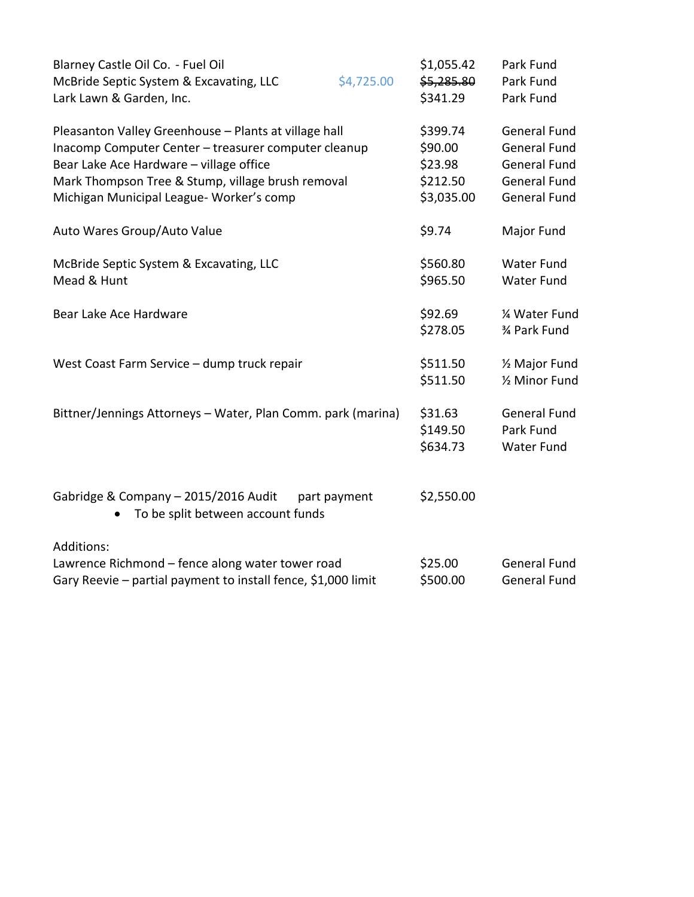| | | | |
|---|---|---|---|
| Blarney Castle Oil Co. - Fuel Oil | | $1,055.42 | Park Fund |
| McBride Septic System & Excavating, LLC | $4,725.00 | ~~$5,285.80~~ | Park Fund |
| Lark Lawn & Garden, Inc. | | $341.29 | Park Fund |
| | | | |
| Pleasanton Valley Greenhouse – Plants at village hall | | $399.74 | General Fund |
| Inacomp Computer Center – treasurer computer cleanup | | $90.00 | General Fund |
| Bear Lake Ace Hardware – village office | | $23.98 | General Fund |
| Mark Thompson Tree & Stump, village brush removal | | $212.50 | General Fund |
| Michigan Municipal League- Worker's comp | | $3,035.00 | General Fund |
| | | | |
| Auto Wares Group/Auto Value | | $9.74 | Major Fund |
| | | | |
| McBride Septic System & Excavating, LLC | | $560.80 | Water Fund |
| Mead & Hunt | | $965.50 | Water Fund |
| | | | |
| Bear Lake Ace Hardware | | $92.69 | ¼ Water Fund |
| | | $278.05 | ¾ Park Fund |
| | | | |
| West Coast Farm Service – dump truck repair | | $511.50 | ½ Major Fund |
| | | $511.50 | ½ Minor Fund |
| | | | |
| Bittner/Jennings Attorneys – Water, Plan Comm. park (marina) | | $31.63 | General Fund |
| | | $149.50 | Park Fund |
| | | $634.73 | Water Fund |
| | | | |
| Gabridge & Company – 2015/2016 Audit part payment | | $2,550.00 | |

- To be split between account funds

Additions:

| | | |
|---|---|---|
| Lawrence Richmond – fence along water tower road | $25.00 | General Fund |
| Gary Reevie – partial payment to install fence, $1,000 limit | $500.00 | General Fund |